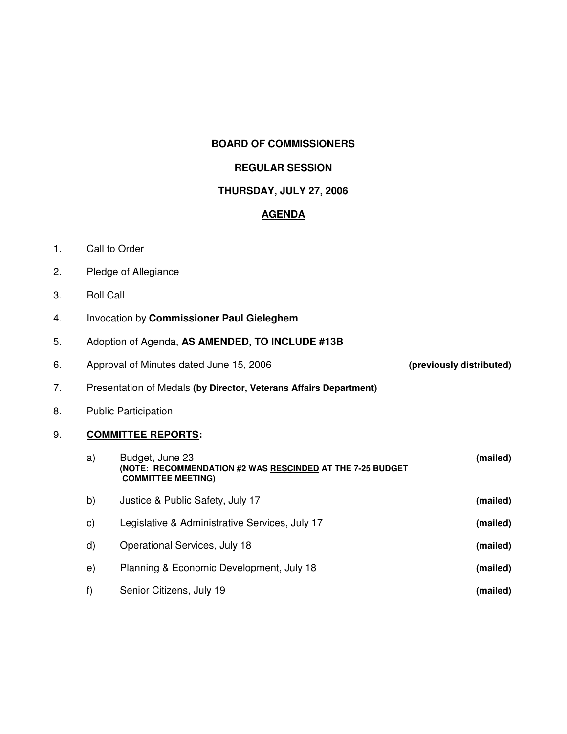# BOARD OF COMMISSIONERS

## REGULAR SESSION

## THURSDAY, JULY 27, 2006

## AGENDA

1. Call to Order
2. Pledge of Allegiance
3. Roll Call
4. Invocation by **Commissioner Paul Gieleghem**
5. Adoption of Agenda, **AS AMENDED, TO INCLUDE #13B**
6. Approval of Minutes dated June 15, 2006 **(previously distributed)**
7. Presentation of Medals **(by Director, Veterans Affairs Department)**
8. Public Participation
9. **COMMITTEE REPORTS:**

   a) Budget, June 23 **(mailed)**
   **(NOTE: RECOMMENDATION #2 WAS RESCINDED AT THE 7-25 BUDGET COMMITTEE MEETING)**

   b) Justice & Public Safety, July 17 **(mailed)**

   c) Legislative & Administrative Services, July 17 **(mailed)**

   d) Operational Services, July 18 **(mailed)**

   e) Planning & Economic Development, July 18 **(mailed)**

   f) Senior Citizens, July 19 **(mailed)**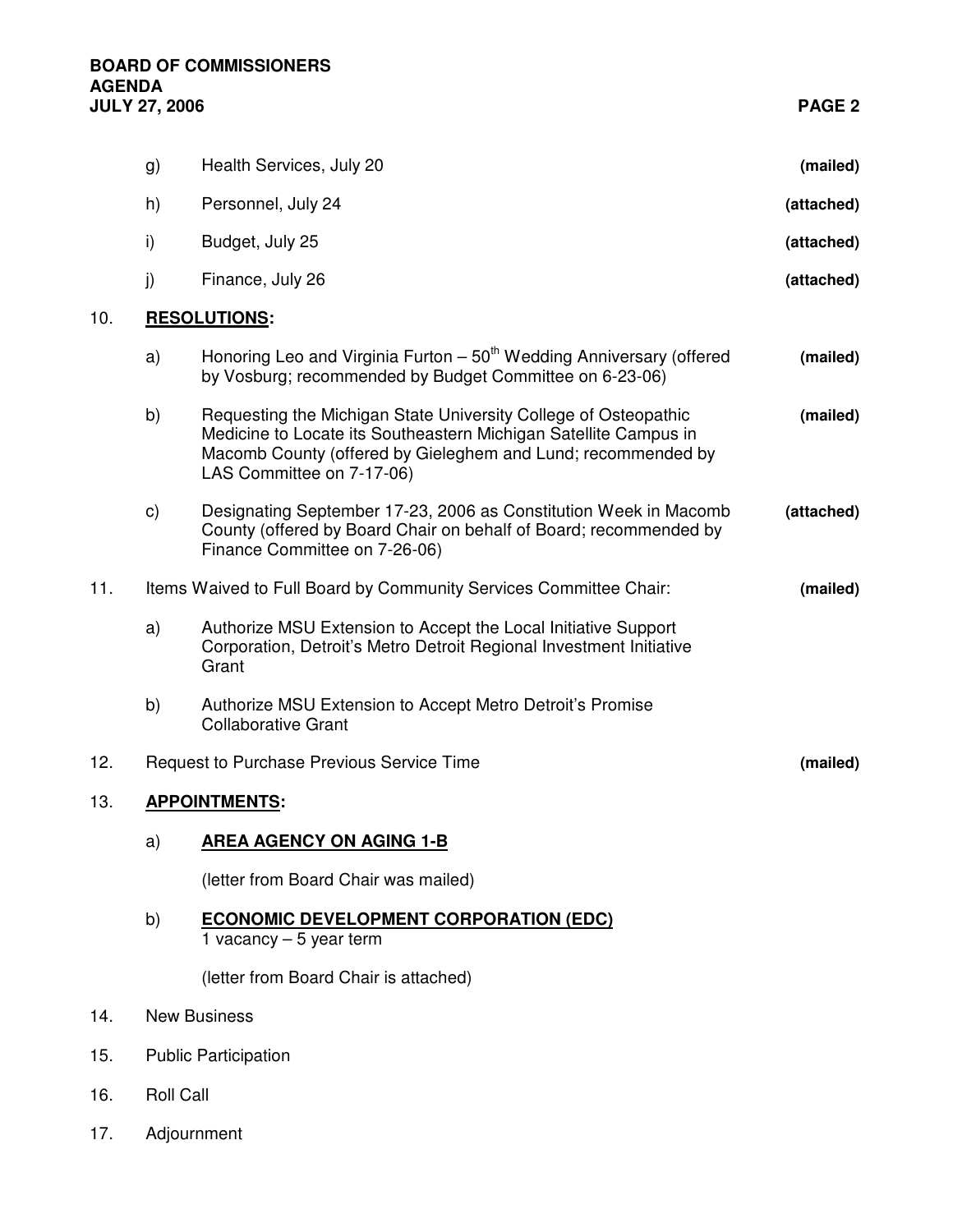g) Health Services, July 20 **(mailed)**

h) Personnel, July 24 **(attached)**

i) Budget, July 25 **(attached)**

j) Finance, July 26 **(attached)**

10. **RESOLUTIONS:**

    a) Honoring Leo and Virginia Furton – 50th Wedding Anniversary (offered by Vosburg; recommended by Budget Committee on 6-23-06) **(mailed)**

    b) Requesting the Michigan State University College of Osteopathic Medicine to Locate its Southeastern Michigan Satellite Campus in Macomb County (offered by Gieleghem and Lund; recommended by LAS Committee on 7-17-06) **(mailed)**

    c) Designating September 17-23, 2006 as Constitution Week in Macomb County (offered by Board Chair on behalf of Board; recommended by Finance Committee on 7-26-06) **(attached)**

11. Items Waived to Full Board by Community Services Committee Chair: **(mailed)**

    a) Authorize MSU Extension to Accept the Local Initiative Support Corporation, Detroit's Metro Detroit Regional Investment Initiative Grant

    b) Authorize MSU Extension to Accept Metro Detroit's Promise Collaborative Grant

12. Request to Purchase Previous Service Time **(mailed)**

13. **APPOINTMENTS:**

    a) **AREA AGENCY ON AGING 1-B**

       (letter from Board Chair was mailed)

    b) **ECONOMIC DEVELOPMENT CORPORATION (EDC)**
       1 vacancy – 5 year term

       (letter from Board Chair is attached)

14. New Business

15. Public Participation

16. Roll Call

17. Adjournment